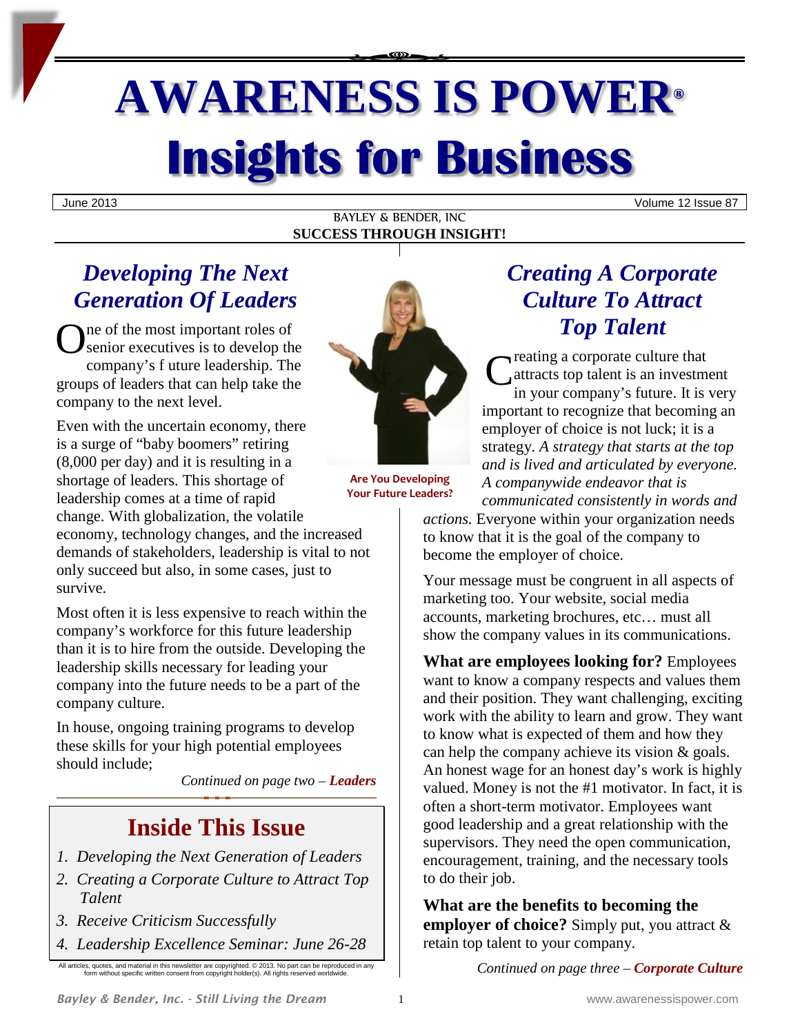# AWARENESS IS POWER®

# Insights for Business

June 2013 Volume 12 Issue 87

BAYLEY & BENDER, INC
**SUCCESS THROUGH INSIGHT!**

## *Developing The Next Generation Of Leaders*

One of the most important roles of senior executives is to develop the company's f uture leadership. The groups of leaders that can help take the company to the next level.

Even with the uncertain economy, there is a surge of "baby boomers" retiring (8,000 per day) and it is resulting in a shortage of leaders. This shortage of leadership comes at a time of rapid change. With globalization, the volatile economy, technology changes, and the increased demands of stakeholders, leadership is vital to not only succeed but also, in some cases, just to survive.

Most often it is less expensive to reach within the company's workforce for this future leadership than it is to hire from the outside. Developing the leadership skills necessary for leading your company into the future needs to be a part of the company culture.

In house, ongoing training programs to develop these skills for your high potential employees should include;

*Continued on page two – **Leaders***

**Are You Developing Your Future Leaders?**

## Inside This Issue

1. *Developing the Next Generation of Leaders*
2. *Creating a Corporate Culture to Attract Top Talent*
3. *Receive Criticism Successfully*
4. *Leadership Excellence Seminar: June 26-28*

All articles, quotes, and material in this newsletter are copyrighted. © 2013. No part can be reproduced in any form without specific written consent from copyright holder(s). All rights reserved worldwide.

## *Creating A Corporate Culture To Attract Top Talent*

Creating a corporate culture that attracts top talent is an investment in your company's future. It is very important to recognize that becoming an employer of choice is not luck; it is a strategy. *A strategy that starts at the top and is lived and articulated by everyone. A companywide endeavor that is communicated consistently in words and actions.* Everyone within your organization needs to know that it is the goal of the company to become the employer of choice.

Your message must be congruent in all aspects of marketing too. Your website, social media accounts, marketing brochures, etc… must all show the company values in its communications.

**What are employees looking for?** Employees want to know a company respects and values them and their position. They want challenging, exciting work with the ability to learn and grow. They want to know what is expected of them and how they can help the company achieve its vision & goals. An honest wage for an honest day's work is highly valued. Money is not the #1 motivator. In fact, it is often a short-term motivator. Employees want good leadership and a great relationship with the supervisors. They need the open communication, encouragement, training, and the necessary tools to do their job.

**What are the benefits to becoming the employer of choice?** Simply put, you attract & retain top talent to your company.

*Continued on page three – **Corporate Culture***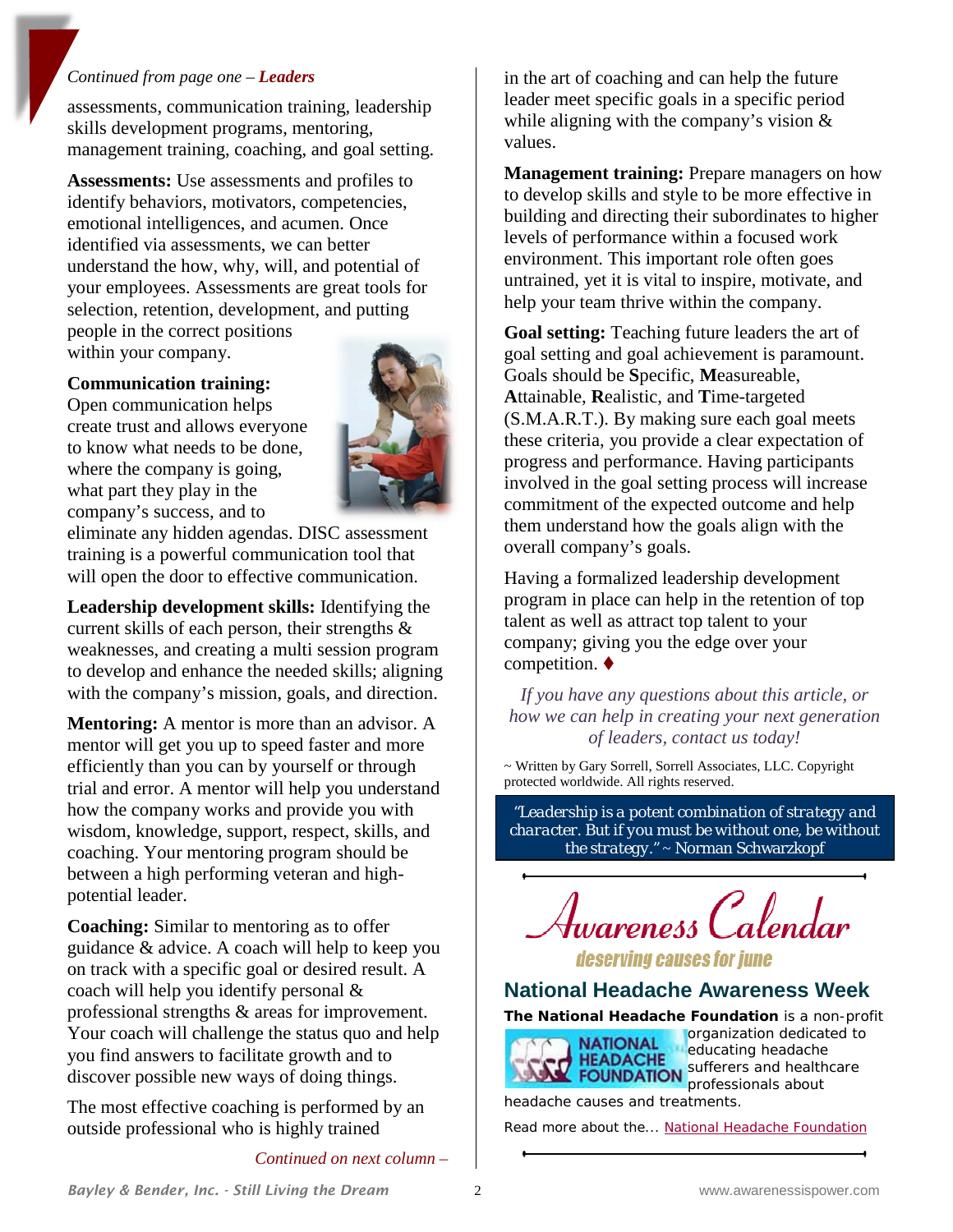*Continued from page one –* ***Leaders***

assessments, communication training, leadership skills development programs, mentoring, management training, coaching, and goal setting.

**Assessments:** Use assessments and profiles to identify behaviors, motivators, competencies, emotional intelligences, and acumen. Once identified via assessments, we can better understand the how, why, will, and potential of your employees. Assessments are great tools for selection, retention, development, and putting people in the correct positions within your company.

**Communication training:** Open communication helps create trust and allows everyone to know what needs to be done, where the company is going, what part they play in the company's success, and to eliminate any hidden agendas. DISC assessment training is a powerful communication tool that will open the door to effective communication.

**Leadership development skills:** Identifying the current skills of each person, their strengths & weaknesses, and creating a multi session program to develop and enhance the needed skills; aligning with the company's mission, goals, and direction.

**Mentoring:** A mentor is more than an advisor. A mentor will get you up to speed faster and more efficiently than you can by yourself or through trial and error. A mentor will help you understand how the company works and provide you with wisdom, knowledge, support, respect, skills, and coaching. Your mentoring program should be between a high performing veteran and high-potential leader.

**Coaching:** Similar to mentoring as to offer guidance & advice. A coach will help to keep you on track with a specific goal or desired result. A coach will help you identify personal & professional strengths & areas for improvement. Your coach will challenge the status quo and help you find answers to facilitate growth and to discover possible new ways of doing things.

The most effective coaching is performed by an outside professional who is highly trained in the art of coaching and can help the future leader meet specific goals in a specific period while aligning with the company's vision & values.

**Management training:** Prepare managers on how to develop skills and style to be more effective in building and directing their subordinates to higher levels of performance within a focused work environment. This important role often goes untrained, yet it is vital to inspire, motivate, and help your team thrive within the company.

**Goal setting:** Teaching future leaders the art of goal setting and goal achievement is paramount. Goals should be **S**pecific, **M**easureable, **A**ttainable, **R**ealistic, and **T**ime-targeted (S.M.A.R.T.). By making sure each goal meets these criteria, you provide a clear expectation of progress and performance. Having participants involved in the goal setting process will increase commitment of the expected outcome and help them understand how the goals align with the overall company's goals.

Having a formalized leadership development program in place can help in the retention of top talent as well as attract top talent to your company; giving you the edge over your competition. ♦

*If you have any questions about this article, or how we can help in creating your next generation of leaders, contact us today!*

~ Written by Gary Sorrell, Sorrell Associates, LLC. Copyright protected worldwide. All rights reserved.

*"Leadership is a potent combination of strategy and character. But if you must be without one, be without the strategy." ~ Norman Schwarzkopf*

# Awareness Calendar

*deserving causes for june*

## National Headache Awareness Week

**The National Headache Foundation** is a non-profit organization dedicated to educating headache sufferers and healthcare professionals about headache causes and treatments.

Read more about the... National Headache Foundation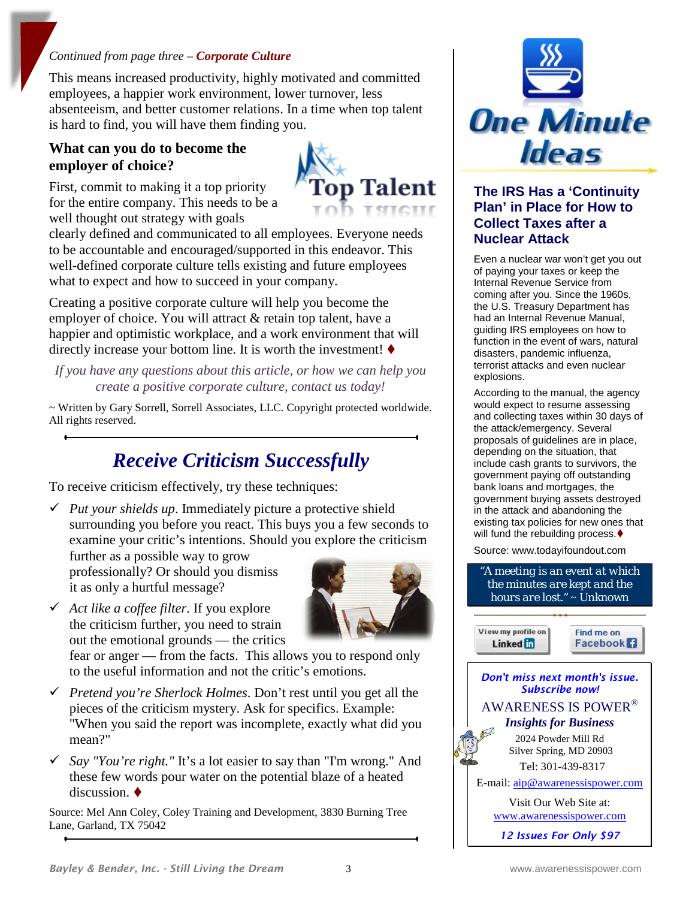*Continued from page three –* ***Corporate Culture***

This means increased productivity, highly motivated and committed employees, a happier work environment, lower turnover, less absenteeism, and better customer relations. In a time when top talent is hard to find, you will have them finding you.

**What can you do to become the employer of choice?**

First, commit to making it a top priority for the entire company. This needs to be a well thought out strategy with goals clearly defined and communicated to all employees. Everyone needs to be accountable and encouraged/supported in this endeavor. This well-defined corporate culture tells existing and future employees what to expect and how to succeed in your company.

Creating a positive corporate culture will help you become the employer of choice. You will attract & retain top talent, have a happier and optimistic workplace, and a work environment that will directly increase your bottom line. It is worth the investment! ♦

*If you have any questions about this article, or how we can help you create a positive corporate culture, contact us today!*

~ Written by Gary Sorrell, Sorrell Associates, LLC. Copyright protected worldwide. All rights reserved.

## *Receive Criticism Successfully*

To receive criticism effectively, try these techniques:

- ✓ *Put your shields up*. Immediately picture a protective shield surrounding you before you react. This buys you a few seconds to examine your critic's intentions. Should you explore the criticism further as a possible way to grow professionally? Or should you dismiss it as only a hurtful message?
- ✓ *Act like a coffee filter*. If you explore the criticism further, you need to strain out the emotional grounds — the critics fear or anger — from the facts. This allows you to respond only to the useful information and not the critic's emotions.
- ✓ *Pretend you're Sherlock Holmes*. Don't rest until you get all the pieces of the criticism mystery. Ask for specifics. Example: "When you said the report was incomplete, exactly what did you mean?"
- ✓ *Say "You're right."* It's a lot easier to say than "I'm wrong." And these few words pour water on the potential blaze of a heated discussion. ♦

Source: Mel Ann Coley, Coley Training and Development, 3830 Burning Tree Lane, Garland, TX 75042

# One Minute Ideas

### The IRS Has a 'Continuity Plan' in Place for How to Collect Taxes after a Nuclear Attack

Even a nuclear war won't get you out of paying your taxes or keep the Internal Revenue Service from coming after you. Since the 1960s, the U.S. Treasury Department has had an Internal Revenue Manual, guiding IRS employees on how to function in the event of wars, natural disasters, pandemic influenza, terrorist attacks and even nuclear explosions.

According to the manual, the agency would expect to resume assessing and collecting taxes within 30 days of the attack/emergency. Several proposals of guidelines are in place, depending on the situation, that include cash grants to survivors, the government paying off outstanding bank loans and mortgages, the government buying assets destroyed in the attack and abandoning the existing tax policies for new ones that will fund the rebuilding process.♦

Source: www.todayifoundout.com

*"A meeting is an event at which the minutes are kept and the hours are lost." ~ Unknown*

View my profile on LinkedIn | Find me on Facebook

***Don't miss next month's issue. Subscribe now!***

AWARENESS IS POWER®

***Insights for Business***

2024 Powder Mill Rd
Silver Spring, MD 20903
Tel: 301-439-8317
E-mail: aip@awarenessispower.com

Visit Our Web Site at:
www.awarenessispower.com

***12 Issues For Only $97***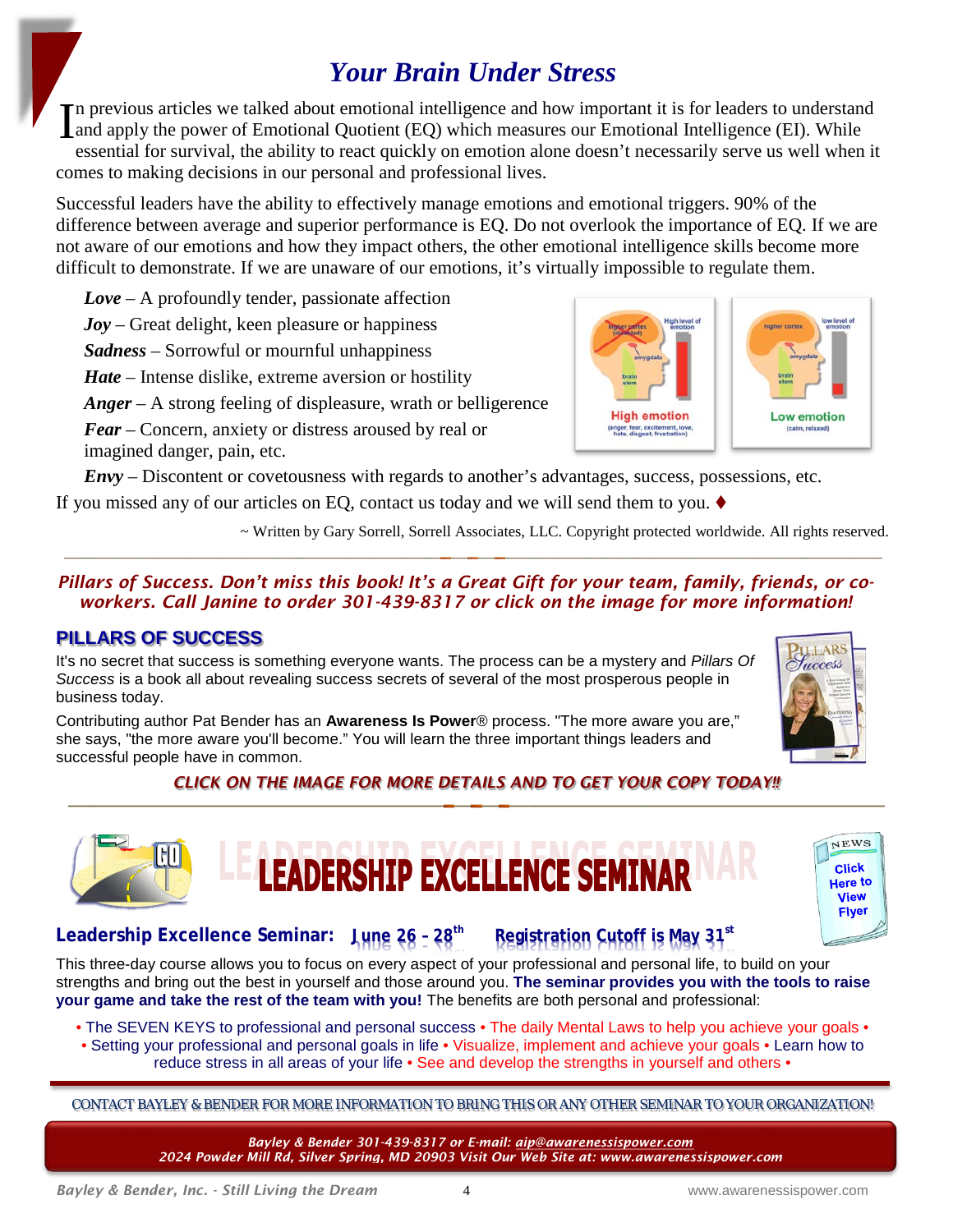# Your Brain Under Stress

In previous articles we talked about emotional intelligence and how important it is for leaders to understand and apply the power of Emotional Quotient (EQ) which measures our Emotional Intelligence (EI). While essential for survival, the ability to react quickly on emotion alone doesn't necessarily serve us well when it comes to making decisions in our personal and professional lives.

Successful leaders have the ability to effectively manage emotions and emotional triggers. 90% of the difference between average and superior performance is EQ. Do not overlook the importance of EQ. If we are not aware of our emotions and how they impact others, the other emotional intelligence skills become more difficult to demonstrate. If we are unaware of our emotions, it's virtually impossible to regulate them.

***Love*** – A profoundly tender, passionate affection

***Joy*** – Great delight, keen pleasure or happiness

***Sadness*** – Sorrowful or mournful unhappiness

***Hate*** – Intense dislike, extreme aversion or hostility

***Anger*** – A strong feeling of displeasure, wrath or belligerence

***Fear*** – Concern, anxiety or distress aroused by real or imagined danger, pain, etc.

***Envy*** – Discontent or covetousness with regards to another's advantages, success, possessions, etc.

higher cortex (disabled)
High level of emotion
amygdala
brain stem
High emotion
(anger, fear, excitement, love, hate, disgust, frustration)

higher cortex
low level of emotion
amygdala
brain stem
Low emotion
(calm, relaxed)

If you missed any of our articles on EQ, contact us today and we will send them to you. ♦

~ Written by Gary Sorrell, Sorrell Associates, LLC. Copyright protected worldwide. All rights reserved.

---

*Pillars of Success. Don't miss this book! It's a Great Gift for your team, family, friends, or co-workers. Call Janine to order 301-439-8317 or click on the image for more information!*

## PILLARS OF SUCCESS

It's no secret that success is something everyone wants. The process can be a mystery and *Pillars Of Success* is a book all about revealing success secrets of several of the most prosperous people in business today.

Contributing author Pat Bender has an **Awareness Is Power**® process. "The more aware you are," she says, "the more aware you'll become." You will learn the three important things leaders and successful people have in common.

*CLICK ON THE IMAGE FOR MORE DETAILS AND TO GET YOUR COPY TODAY!!*

---

# LEADERSHIP EXCELLENCE SEMINAR

NEWS
Click Here to View Flyer

**Leadership Excellence Seminar: June 26 – 28th  Registration Cutoff is May 31st**

This three-day course allows you to focus on every aspect of your professional and personal life, to build on your strengths and bring out the best in yourself and those around you. **The seminar provides you with the tools to raise your game and take the rest of the team with you!** The benefits are both personal and professional:

• The SEVEN KEYS to professional and personal success • The daily Mental Laws to help you achieve your goals • • Setting your professional and personal goals in life • Visualize, implement and achieve your goals • Learn how to reduce stress in all areas of your life • See and develop the strengths in yourself and others •

CONTACT BAYLEY & BENDER FOR MORE INFORMATION TO BRING THIS OR ANY OTHER SEMINAR TO YOUR ORGANIZATION!

*Bayley & Bender 301-439-8317 or E-mail: aip@awarenessispower.com*
*2024 Powder Mill Rd, Silver Spring, MD 20903 Visit Our Web Site at: www.awarenessispower.com*